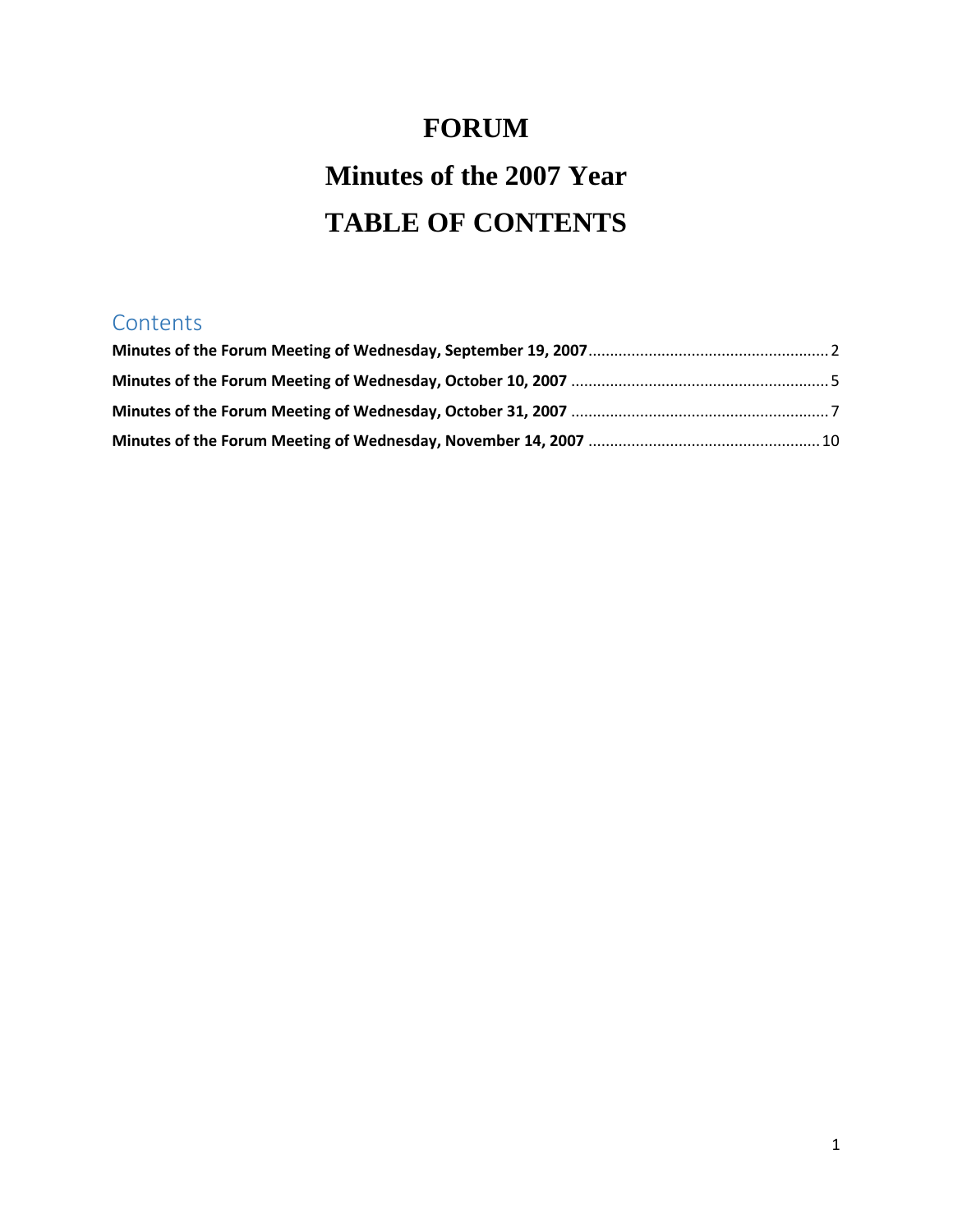# FORUM

# Minutes of the 2007 Year

# TABLE OF CONTENTS

## Contents

**Minutes of the Forum Meeting of Wednesday, September 19, 2007** ........................................ 2

**Minutes of the Forum Meeting of Wednesday, October 10, 2007** ........................................ 5

**Minutes of the Forum Meeting of Wednesday, October 31, 2007** ........................................ 7

**Minutes of the Forum Meeting of Wednesday, November 14, 2007** ........................................ 10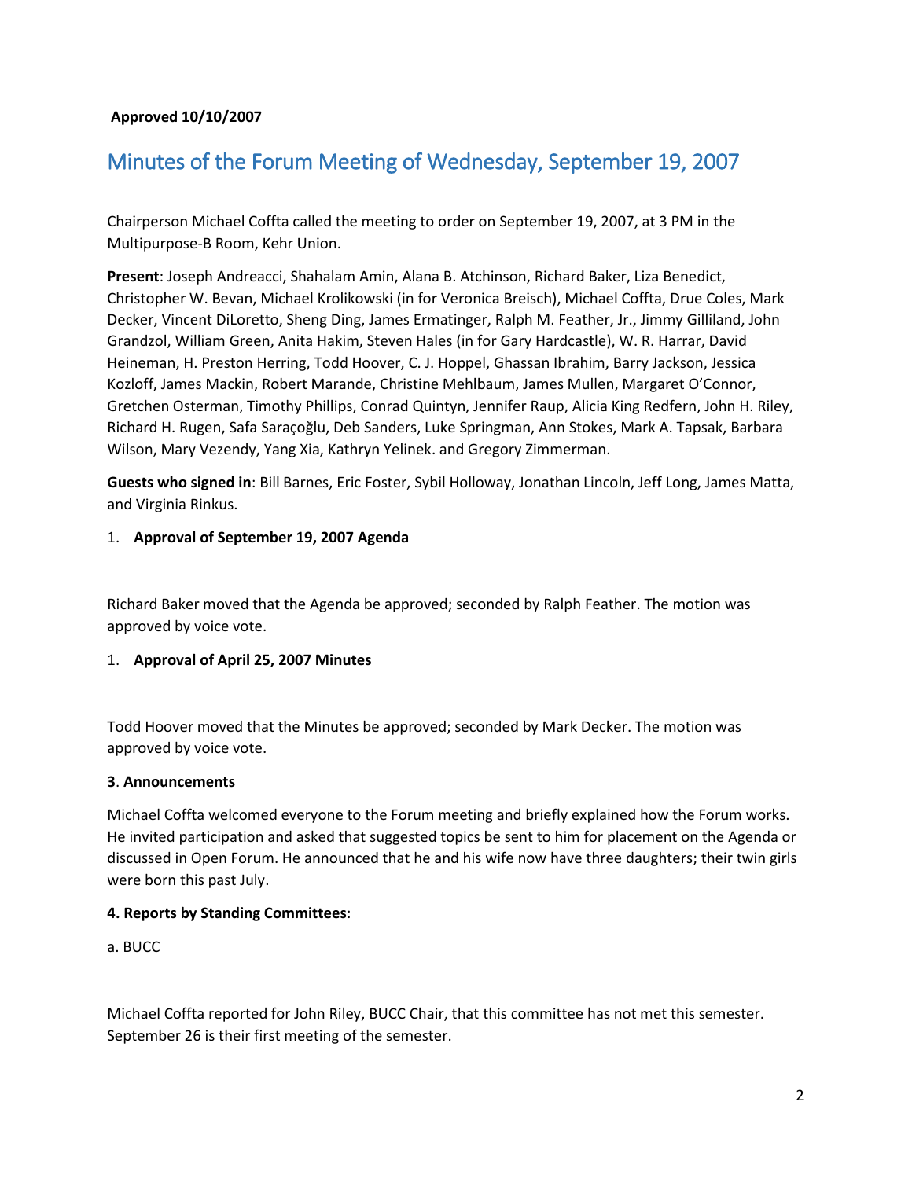**Approved 10/10/2007**

# Minutes of the Forum Meeting of Wednesday, September 19, 2007

Chairperson Michael Coffta called the meeting to order on September 19, 2007, at 3 PM in the Multipurpose-B Room, Kehr Union.

**Present**: Joseph Andreacci, Shahalam Amin, Alana B. Atchinson, Richard Baker, Liza Benedict, Christopher W. Bevan, Michael Krolikowski (in for Veronica Breisch), Michael Coffta, Drue Coles, Mark Decker, Vincent DiLoretto, Sheng Ding, James Ermatinger, Ralph M. Feather, Jr., Jimmy Gilliland, John Grandzol, William Green, Anita Hakim, Steven Hales (in for Gary Hardcastle), W. R. Harrar, David Heineman, H. Preston Herring, Todd Hoover, C. J. Hoppel, Ghassan Ibrahim, Barry Jackson, Jessica Kozloff, James Mackin, Robert Marande, Christine Mehlbaum, James Mullen, Margaret O'Connor, Gretchen Osterman, Timothy Phillips, Conrad Quintyn, Jennifer Raup, Alicia King Redfern, John H. Riley, Richard H. Rugen, Safa Saraçoğlu, Deb Sanders, Luke Springman, Ann Stokes, Mark A. Tapsak, Barbara Wilson, Mary Vezendy, Yang Xia, Kathryn Yelinek. and Gregory Zimmerman.

**Guests who signed in**: Bill Barnes, Eric Foster, Sybil Holloway, Jonathan Lincoln, Jeff Long, James Matta, and Virginia Rinkus.

1. **Approval of September 19, 2007 Agenda**

Richard Baker moved that the Agenda be approved; seconded by Ralph Feather. The motion was approved by voice vote.

1. **Approval of April 25, 2007 Minutes**

Todd Hoover moved that the Minutes be approved; seconded by Mark Decker. The motion was approved by voice vote.

**3**. **Announcements**

Michael Coffta welcomed everyone to the Forum meeting and briefly explained how the Forum works. He invited participation and asked that suggested topics be sent to him for placement on the Agenda or discussed in Open Forum. He announced that he and his wife now have three daughters; their twin girls were born this past July.

**4. Reports by Standing Committees**:

a. BUCC

Michael Coffta reported for John Riley, BUCC Chair, that this committee has not met this semester. September 26 is their first meeting of the semester.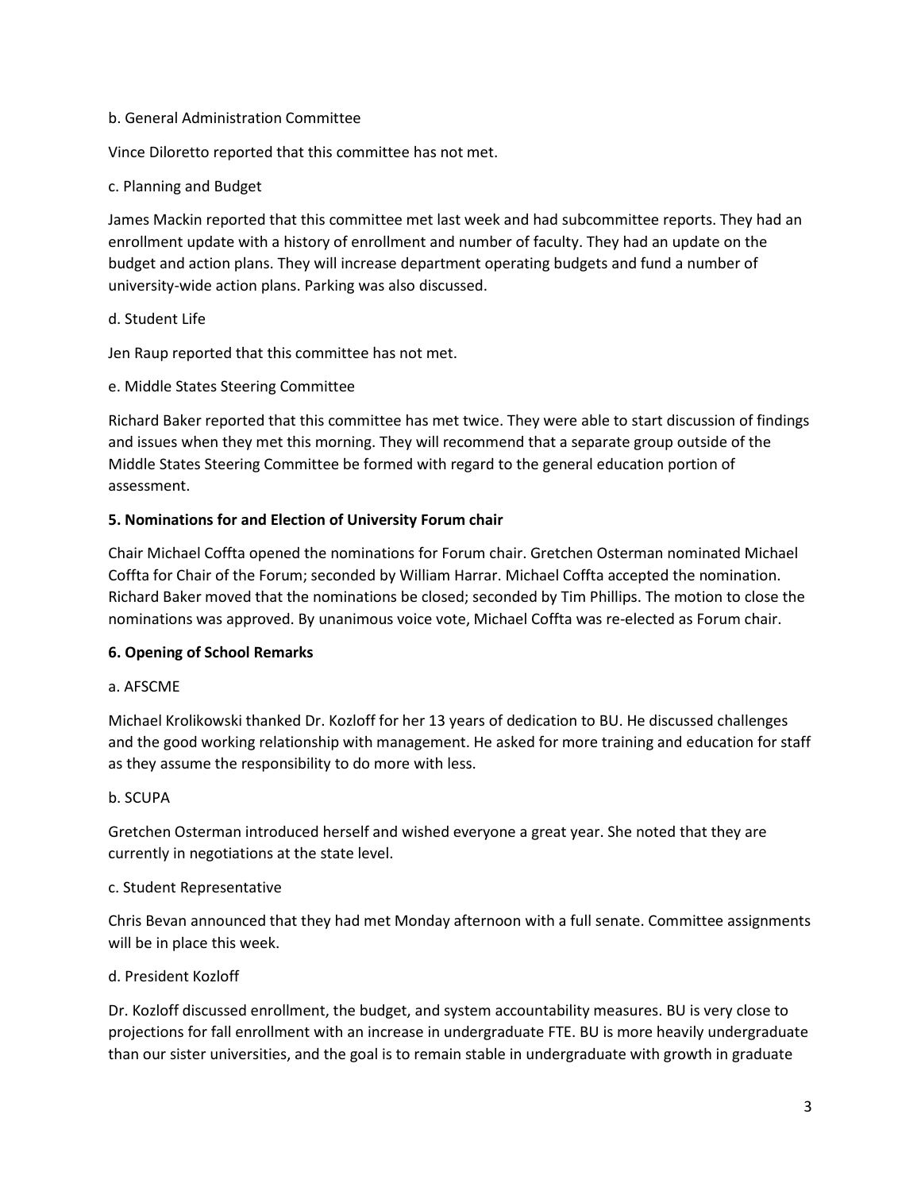b. General Administration Committee

Vince Diloretto reported that this committee has not met.

c. Planning and Budget

James Mackin reported that this committee met last week and had subcommittee reports. They had an enrollment update with a history of enrollment and number of faculty. They had an update on the budget and action plans. They will increase department operating budgets and fund a number of university-wide action plans. Parking was also discussed.

d. Student Life

Jen Raup reported that this committee has not met.

e. Middle States Steering Committee

Richard Baker reported that this committee has met twice. They were able to start discussion of findings and issues when they met this morning. They will recommend that a separate group outside of the Middle States Steering Committee be formed with regard to the general education portion of assessment.

**5. Nominations for and Election of University Forum chair**

Chair Michael Coffta opened the nominations for Forum chair. Gretchen Osterman nominated Michael Coffta for Chair of the Forum; seconded by William Harrar. Michael Coffta accepted the nomination. Richard Baker moved that the nominations be closed; seconded by Tim Phillips. The motion to close the nominations was approved. By unanimous voice vote, Michael Coffta was re-elected as Forum chair.

**6. Opening of School Remarks**

a. AFSCME

Michael Krolikowski thanked Dr. Kozloff for her 13 years of dedication to BU. He discussed challenges and the good working relationship with management. He asked for more training and education for staff as they assume the responsibility to do more with less.

b. SCUPA

Gretchen Osterman introduced herself and wished everyone a great year. She noted that they are currently in negotiations at the state level.

c. Student Representative

Chris Bevan announced that they had met Monday afternoon with a full senate. Committee assignments will be in place this week.

d. President Kozloff

Dr. Kozloff discussed enrollment, the budget, and system accountability measures. BU is very close to projections for fall enrollment with an increase in undergraduate FTE. BU is more heavily undergraduate than our sister universities, and the goal is to remain stable in undergraduate with growth in graduate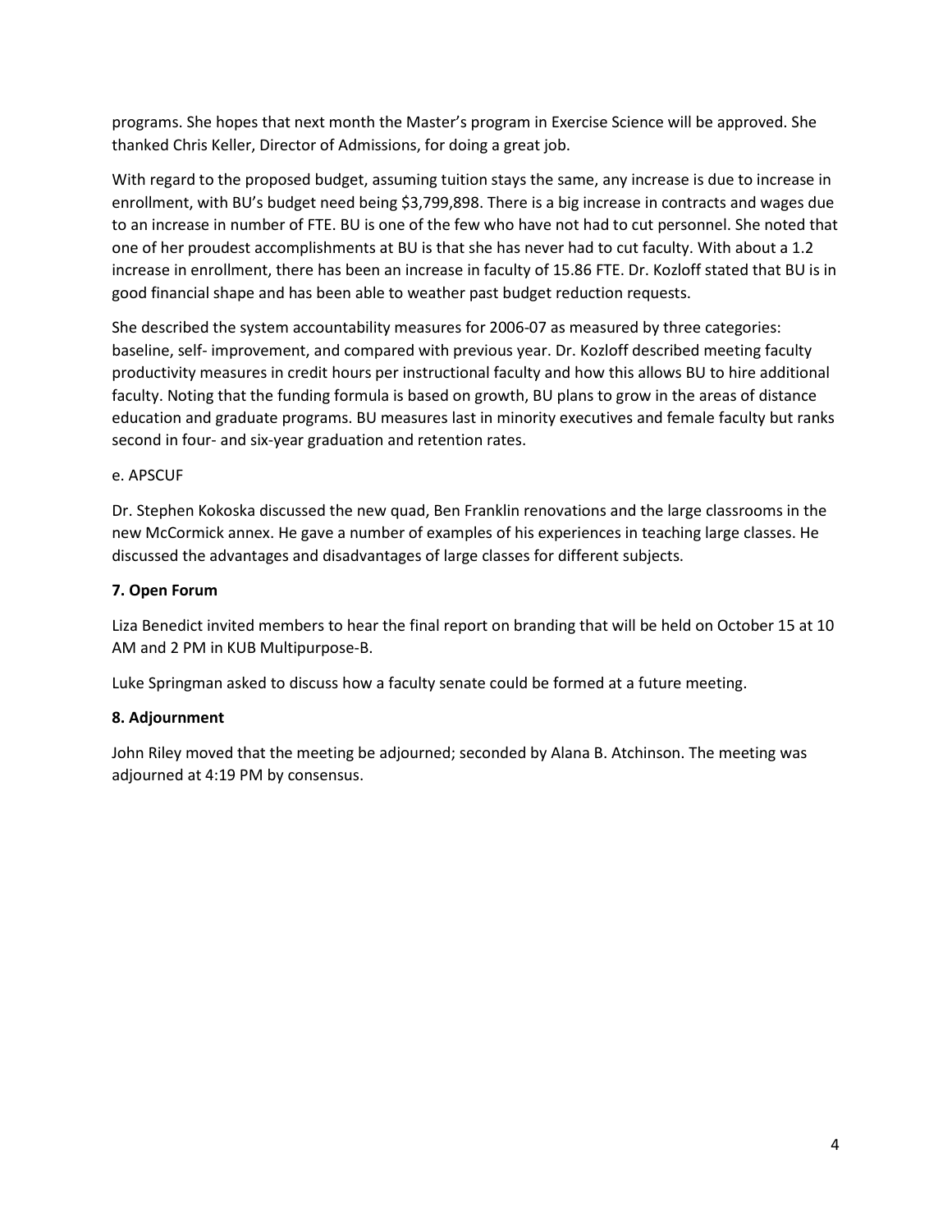programs. She hopes that next month the Master's program in Exercise Science will be approved. She thanked Chris Keller, Director of Admissions, for doing a great job.

With regard to the proposed budget, assuming tuition stays the same, any increase is due to increase in enrollment, with BU's budget need being $3,799,898. There is a big increase in contracts and wages due to an increase in number of FTE. BU is one of the few who have not had to cut personnel. She noted that one of her proudest accomplishments at BU is that she has never had to cut faculty. With about a 1.2 increase in enrollment, there has been an increase in faculty of 15.86 FTE. Dr. Kozloff stated that BU is in good financial shape and has been able to weather past budget reduction requests.

She described the system accountability measures for 2006-07 as measured by three categories: baseline, self- improvement, and compared with previous year. Dr. Kozloff described meeting faculty productivity measures in credit hours per instructional faculty and how this allows BU to hire additional faculty. Noting that the funding formula is based on growth, BU plans to grow in the areas of distance education and graduate programs. BU measures last in minority executives and female faculty but ranks second in four- and six-year graduation and retention rates.

e. APSCUF

Dr. Stephen Kokoska discussed the new quad, Ben Franklin renovations and the large classrooms in the new McCormick annex. He gave a number of examples of his experiences in teaching large classes. He discussed the advantages and disadvantages of large classes for different subjects.

**7. Open Forum**

Liza Benedict invited members to hear the final report on branding that will be held on October 15 at 10 AM and 2 PM in KUB Multipurpose-B.

Luke Springman asked to discuss how a faculty senate could be formed at a future meeting.

**8. Adjournment**

John Riley moved that the meeting be adjourned; seconded by Alana B. Atchinson. The meeting was adjourned at 4:19 PM by consensus.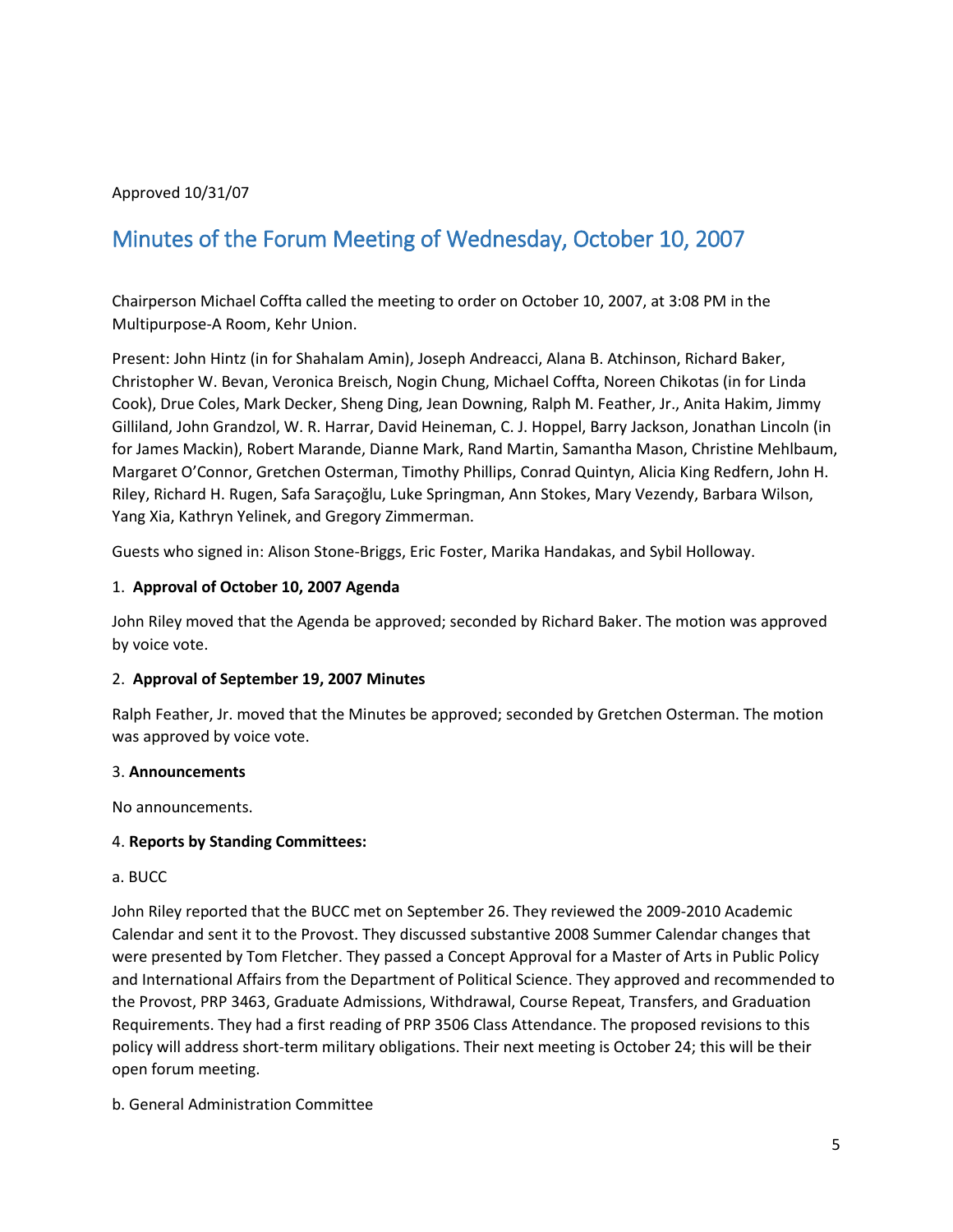Approved 10/31/07

# Minutes of the Forum Meeting of Wednesday, October 10, 2007

Chairperson Michael Coffta called the meeting to order on October 10, 2007, at 3:08 PM in the Multipurpose-A Room, Kehr Union.

Present: John Hintz (in for Shahalam Amin), Joseph Andreacci, Alana B. Atchinson, Richard Baker, Christopher W. Bevan, Veronica Breisch, Nogin Chung, Michael Coffta, Noreen Chikotas (in for Linda Cook), Drue Coles, Mark Decker, Sheng Ding, Jean Downing, Ralph M. Feather, Jr., Anita Hakim, Jimmy Gilliland, John Grandzol, W. R. Harrar, David Heineman, C. J. Hoppel, Barry Jackson, Jonathan Lincoln (in for James Mackin), Robert Marande, Dianne Mark, Rand Martin, Samantha Mason, Christine Mehlbaum, Margaret O'Connor, Gretchen Osterman, Timothy Phillips, Conrad Quintyn, Alicia King Redfern, John H. Riley, Richard H. Rugen, Safa Saraçoğlu, Luke Springman, Ann Stokes, Mary Vezendy, Barbara Wilson, Yang Xia, Kathryn Yelinek, and Gregory Zimmerman.

Guests who signed in: Alison Stone-Briggs, Eric Foster, Marika Handakas, and Sybil Holloway.

1. **Approval of October 10, 2007 Agenda**

John Riley moved that the Agenda be approved; seconded by Richard Baker. The motion was approved by voice vote.

2. **Approval of September 19, 2007 Minutes**

Ralph Feather, Jr. moved that the Minutes be approved; seconded by Gretchen Osterman. The motion was approved by voice vote.

3. **Announcements**

No announcements.

4. **Reports by Standing Committees:**

a. BUCC

John Riley reported that the BUCC met on September 26. They reviewed the 2009-2010 Academic Calendar and sent it to the Provost. They discussed substantive 2008 Summer Calendar changes that were presented by Tom Fletcher. They passed a Concept Approval for a Master of Arts in Public Policy and International Affairs from the Department of Political Science. They approved and recommended to the Provost, PRP 3463, Graduate Admissions, Withdrawal, Course Repeat, Transfers, and Graduation Requirements. They had a first reading of PRP 3506 Class Attendance. The proposed revisions to this policy will address short-term military obligations. Their next meeting is October 24; this will be their open forum meeting.

b. General Administration Committee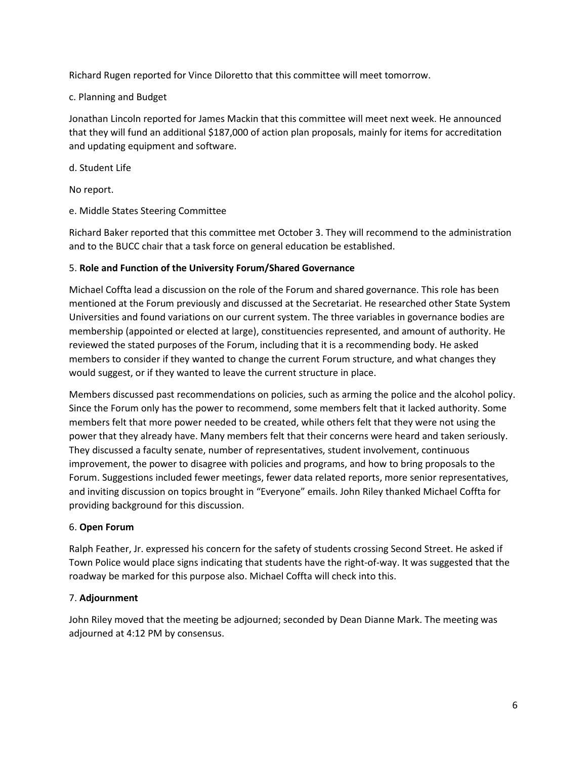Richard Rugen reported for Vince Diloretto that this committee will meet tomorrow.

c. Planning and Budget

Jonathan Lincoln reported for James Mackin that this committee will meet next week. He announced that they will fund an additional $187,000 of action plan proposals, mainly for items for accreditation and updating equipment and software.

d. Student Life

No report.

e. Middle States Steering Committee

Richard Baker reported that this committee met October 3. They will recommend to the administration and to the BUCC chair that a task force on general education be established.

5. **Role and Function of the University Forum/Shared Governance**

Michael Coffta lead a discussion on the role of the Forum and shared governance. This role has been mentioned at the Forum previously and discussed at the Secretariat. He researched other State System Universities and found variations on our current system. The three variables in governance bodies are membership (appointed or elected at large), constituencies represented, and amount of authority. He reviewed the stated purposes of the Forum, including that it is a recommending body. He asked members to consider if they wanted to change the current Forum structure, and what changes they would suggest, or if they wanted to leave the current structure in place.

Members discussed past recommendations on policies, such as arming the police and the alcohol policy. Since the Forum only has the power to recommend, some members felt that it lacked authority. Some members felt that more power needed to be created, while others felt that they were not using the power that they already have. Many members felt that their concerns were heard and taken seriously. They discussed a faculty senate, number of representatives, student involvement, continuous improvement, the power to disagree with policies and programs, and how to bring proposals to the Forum. Suggestions included fewer meetings, fewer data related reports, more senior representatives, and inviting discussion on topics brought in "Everyone" emails. John Riley thanked Michael Coffta for providing background for this discussion.

6. **Open Forum**

Ralph Feather, Jr. expressed his concern for the safety of students crossing Second Street. He asked if Town Police would place signs indicating that students have the right-of-way. It was suggested that the roadway be marked for this purpose also. Michael Coffta will check into this.

7. **Adjournment**

John Riley moved that the meeting be adjourned; seconded by Dean Dianne Mark. The meeting was adjourned at 4:12 PM by consensus.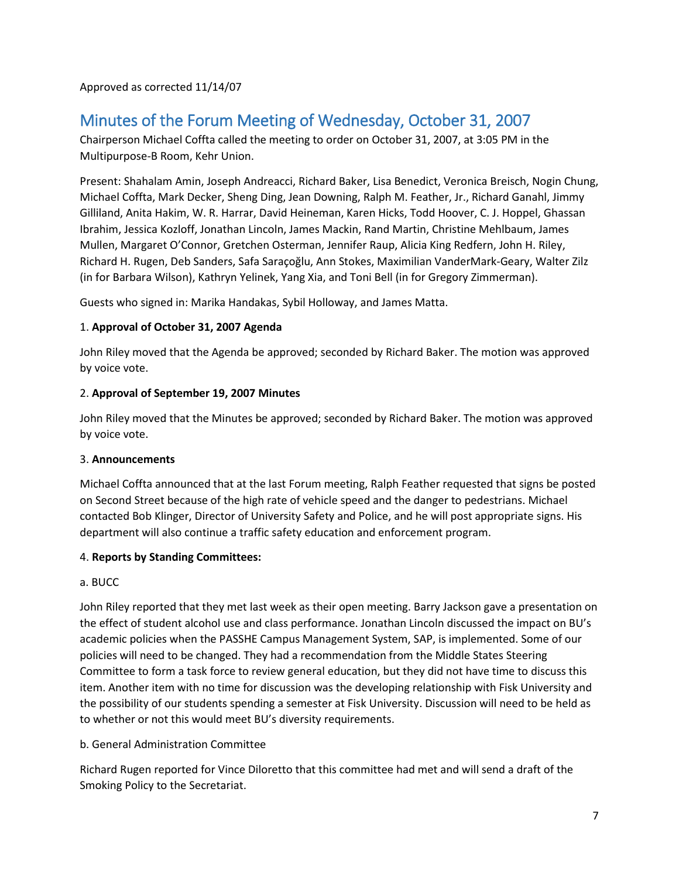Approved as corrected 11/14/07

# Minutes of the Forum Meeting of Wednesday, October 31, 2007

Chairperson Michael Coffta called the meeting to order on October 31, 2007, at 3:05 PM in the Multipurpose-B Room, Kehr Union.

Present: Shahalam Amin, Joseph Andreacci, Richard Baker, Lisa Benedict, Veronica Breisch, Nogin Chung, Michael Coffta, Mark Decker, Sheng Ding, Jean Downing, Ralph M. Feather, Jr., Richard Ganahl, Jimmy Gilliland, Anita Hakim, W. R. Harrar, David Heineman, Karen Hicks, Todd Hoover, C. J. Hoppel, Ghassan Ibrahim, Jessica Kozloff, Jonathan Lincoln, James Mackin, Rand Martin, Christine Mehlbaum, James Mullen, Margaret O'Connor, Gretchen Osterman, Jennifer Raup, Alicia King Redfern, John H. Riley, Richard H. Rugen, Deb Sanders, Safa Saraçoğlu, Ann Stokes, Maximilian VanderMark-Geary, Walter Zilz (in for Barbara Wilson), Kathryn Yelinek, Yang Xia, and Toni Bell (in for Gregory Zimmerman).

Guests who signed in: Marika Handakas, Sybil Holloway, and James Matta.

1. **Approval of October 31, 2007 Agenda**

John Riley moved that the Agenda be approved; seconded by Richard Baker. The motion was approved by voice vote.

2. **Approval of September 19, 2007 Minutes**

John Riley moved that the Minutes be approved; seconded by Richard Baker. The motion was approved by voice vote.

3. **Announcements**

Michael Coffta announced that at the last Forum meeting, Ralph Feather requested that signs be posted on Second Street because of the high rate of vehicle speed and the danger to pedestrians. Michael contacted Bob Klinger, Director of University Safety and Police, and he will post appropriate signs. His department will also continue a traffic safety education and enforcement program.

4. **Reports by Standing Committees:**

a. BUCC

John Riley reported that they met last week as their open meeting. Barry Jackson gave a presentation on the effect of student alcohol use and class performance. Jonathan Lincoln discussed the impact on BU's academic policies when the PASSHE Campus Management System, SAP, is implemented. Some of our policies will need to be changed. They had a recommendation from the Middle States Steering Committee to form a task force to review general education, but they did not have time to discuss this item. Another item with no time for discussion was the developing relationship with Fisk University and the possibility of our students spending a semester at Fisk University. Discussion will need to be held as to whether or not this would meet BU's diversity requirements.

b. General Administration Committee

Richard Rugen reported for Vince Diloretto that this committee had met and will send a draft of the Smoking Policy to the Secretariat.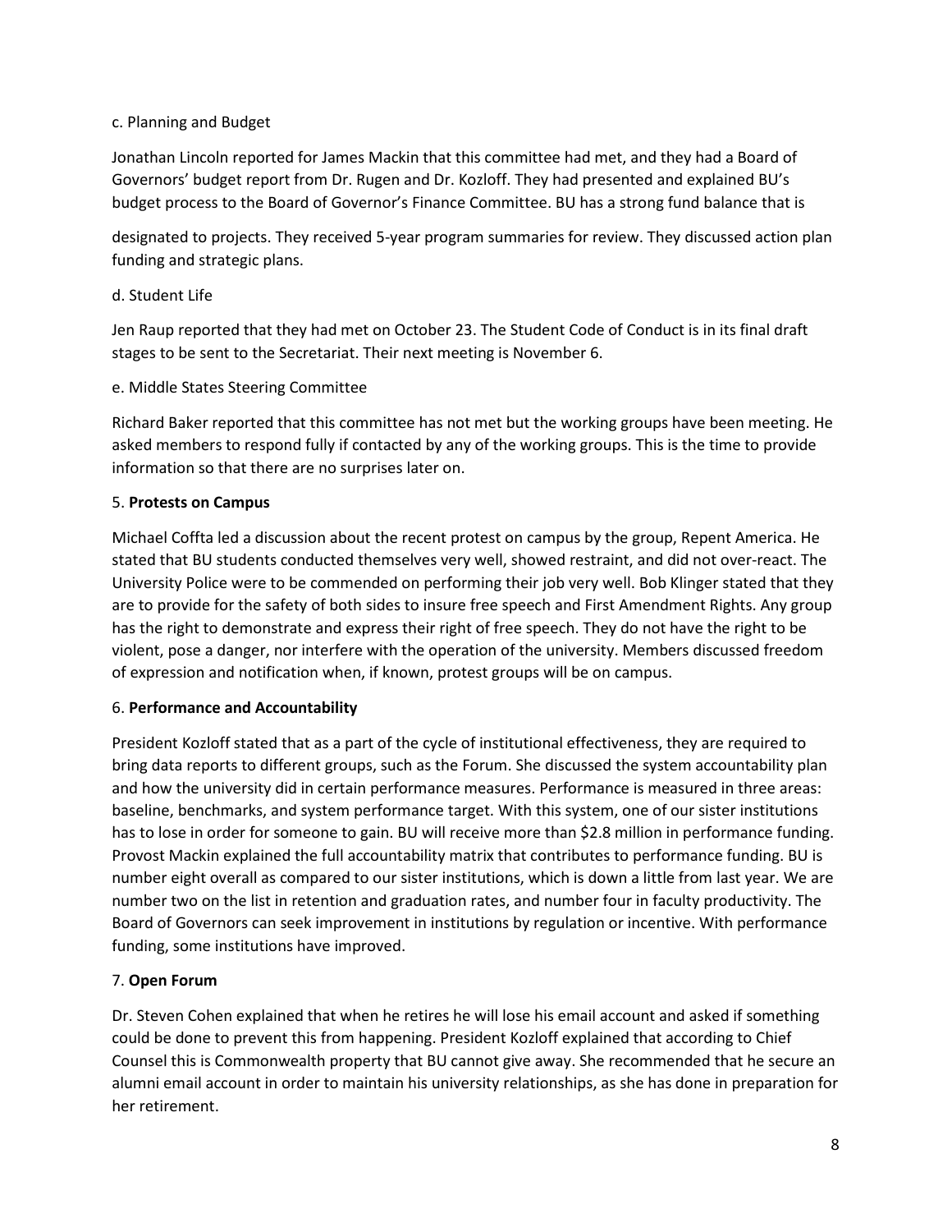c. Planning and Budget

Jonathan Lincoln reported for James Mackin that this committee had met, and they had a Board of Governors' budget report from Dr. Rugen and Dr. Kozloff. They had presented and explained BU's budget process to the Board of Governor's Finance Committee. BU has a strong fund balance that is designated to projects. They received 5-year program summaries for review. They discussed action plan funding and strategic plans.

d. Student Life

Jen Raup reported that they had met on October 23. The Student Code of Conduct is in its final draft stages to be sent to the Secretariat. Their next meeting is November 6.

e. Middle States Steering Committee

Richard Baker reported that this committee has not met but the working groups have been meeting. He asked members to respond fully if contacted by any of the working groups. This is the time to provide information so that there are no surprises later on.

5. **Protests on Campus**

Michael Coffta led a discussion about the recent protest on campus by the group, Repent America. He stated that BU students conducted themselves very well, showed restraint, and did not over-react. The University Police were to be commended on performing their job very well. Bob Klinger stated that they are to provide for the safety of both sides to insure free speech and First Amendment Rights. Any group has the right to demonstrate and express their right of free speech. They do not have the right to be violent, pose a danger, nor interfere with the operation of the university. Members discussed freedom of expression and notification when, if known, protest groups will be on campus.

6. **Performance and Accountability**

President Kozloff stated that as a part of the cycle of institutional effectiveness, they are required to bring data reports to different groups, such as the Forum. She discussed the system accountability plan and how the university did in certain performance measures. Performance is measured in three areas: baseline, benchmarks, and system performance target. With this system, one of our sister institutions has to lose in order for someone to gain. BU will receive more than $2.8 million in performance funding. Provost Mackin explained the full accountability matrix that contributes to performance funding. BU is number eight overall as compared to our sister institutions, which is down a little from last year. We are number two on the list in retention and graduation rates, and number four in faculty productivity. The Board of Governors can seek improvement in institutions by regulation or incentive. With performance funding, some institutions have improved.

7. **Open Forum**

Dr. Steven Cohen explained that when he retires he will lose his email account and asked if something could be done to prevent this from happening. President Kozloff explained that according to Chief Counsel this is Commonwealth property that BU cannot give away. She recommended that he secure an alumni email account in order to maintain his university relationships, as she has done in preparation for her retirement.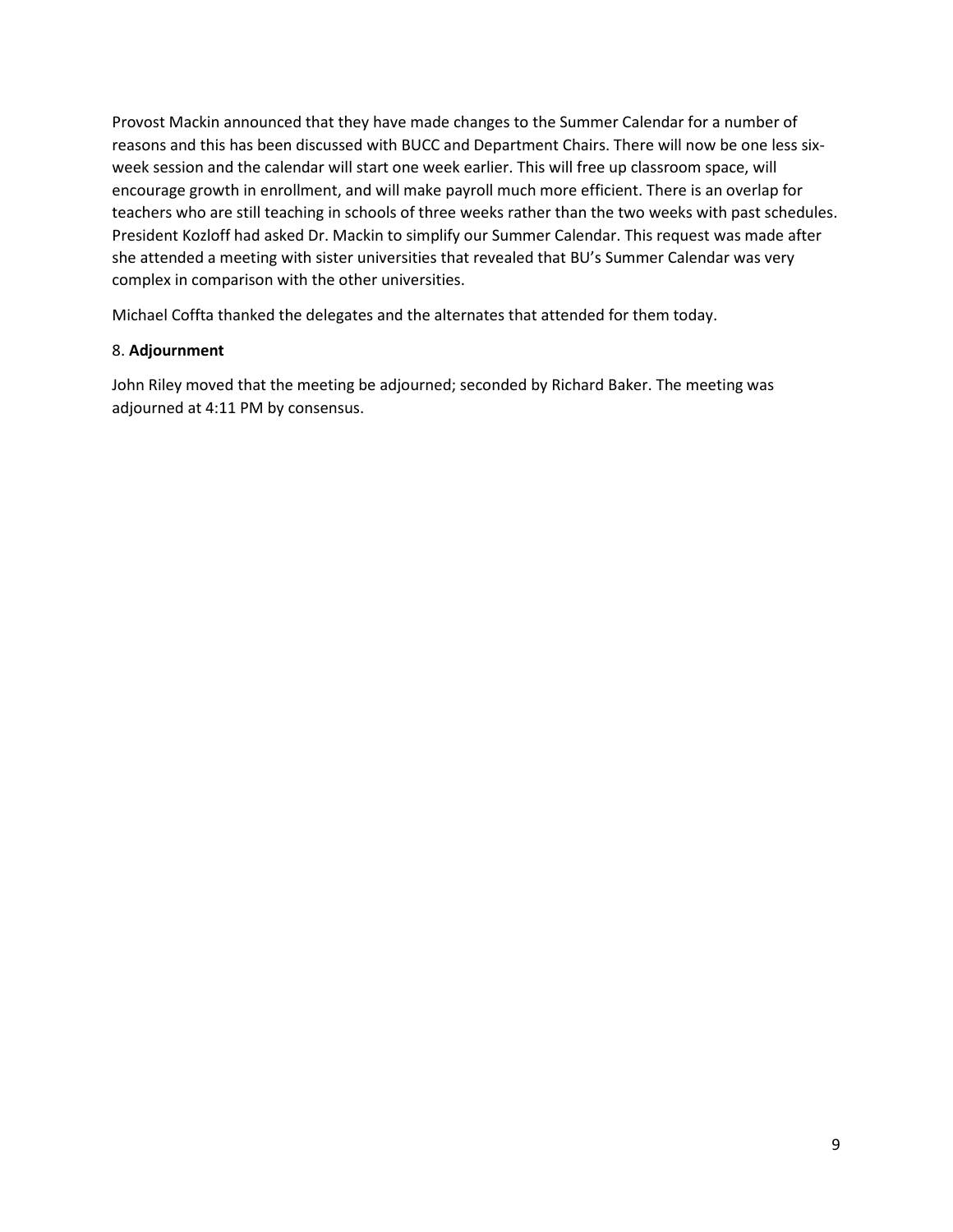Provost Mackin announced that they have made changes to the Summer Calendar for a number of reasons and this has been discussed with BUCC and Department Chairs. There will now be one less six-week session and the calendar will start one week earlier. This will free up classroom space, will encourage growth in enrollment, and will make payroll much more efficient. There is an overlap for teachers who are still teaching in schools of three weeks rather than the two weeks with past schedules. President Kozloff had asked Dr. Mackin to simplify our Summer Calendar. This request was made after she attended a meeting with sister universities that revealed that BU's Summer Calendar was very complex in comparison with the other universities.

Michael Coffta thanked the delegates and the alternates that attended for them today.

8. **Adjournment**

John Riley moved that the meeting be adjourned; seconded by Richard Baker. The meeting was adjourned at 4:11 PM by consensus.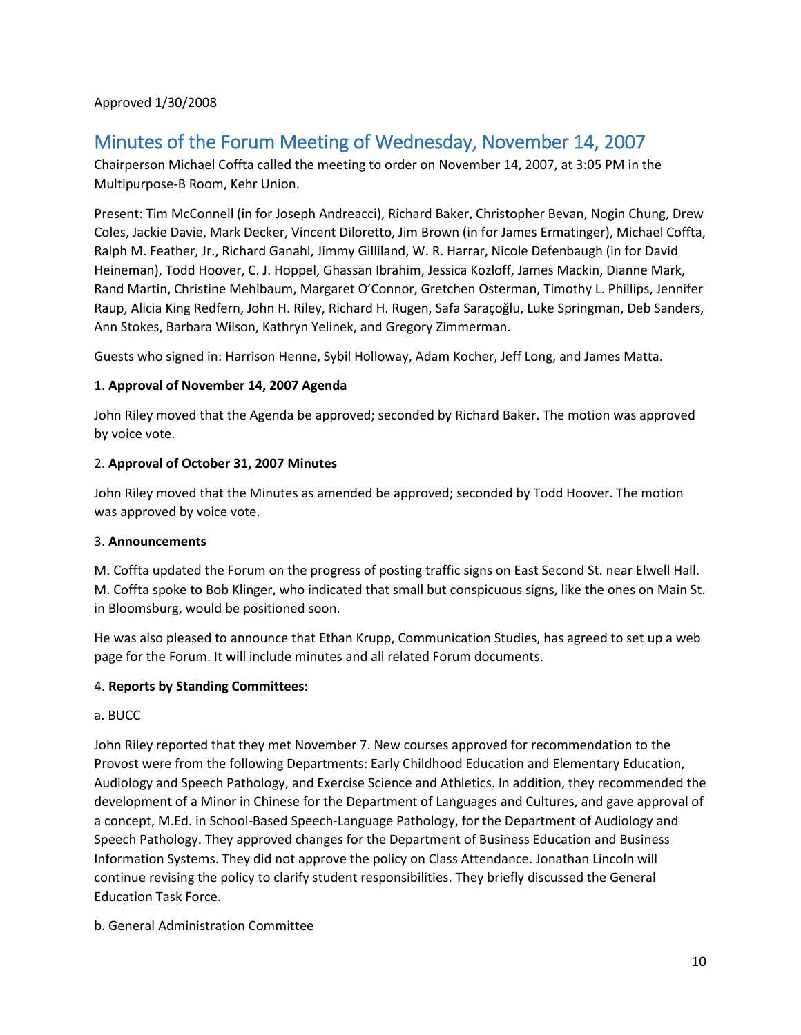Approved 1/30/2008

## Minutes of the Forum Meeting of Wednesday, November 14, 2007

Chairperson Michael Coffta called the meeting to order on November 14, 2007, at 3:05 PM in the Multipurpose-B Room, Kehr Union.

Present: Tim McConnell (in for Joseph Andreacci), Richard Baker, Christopher Bevan, Nogin Chung, Drew Coles, Jackie Davie, Mark Decker, Vincent Diloretto, Jim Brown (in for James Ermatinger), Michael Coffta, Ralph M. Feather, Jr., Richard Ganahl, Jimmy Gilliland, W. R. Harrar, Nicole Defenbaugh (in for David Heineman), Todd Hoover, C. J. Hoppel, Ghassan Ibrahim, Jessica Kozloff, James Mackin, Dianne Mark, Rand Martin, Christine Mehlbaum, Margaret O'Connor, Gretchen Osterman, Timothy L. Phillips, Jennifer Raup, Alicia King Redfern, John H. Riley, Richard H. Rugen, Safa Saraçoğlu, Luke Springman, Deb Sanders, Ann Stokes, Barbara Wilson, Kathryn Yelinek, and Gregory Zimmerman.

Guests who signed in: Harrison Henne, Sybil Holloway, Adam Kocher, Jeff Long, and James Matta.

1. **Approval of November 14, 2007 Agenda**

John Riley moved that the Agenda be approved; seconded by Richard Baker. The motion was approved by voice vote.

2. **Approval of October 31, 2007 Minutes**

John Riley moved that the Minutes as amended be approved; seconded by Todd Hoover. The motion was approved by voice vote.

3. **Announcements**

M. Coffta updated the Forum on the progress of posting traffic signs on East Second St. near Elwell Hall. M. Coffta spoke to Bob Klinger, who indicated that small but conspicuous signs, like the ones on Main St. in Bloomsburg, would be positioned soon.

He was also pleased to announce that Ethan Krupp, Communication Studies, has agreed to set up a web page for the Forum. It will include minutes and all related Forum documents.

4. **Reports by Standing Committees:**

a. BUCC

John Riley reported that they met November 7. New courses approved for recommendation to the Provost were from the following Departments: Early Childhood Education and Elementary Education, Audiology and Speech Pathology, and Exercise Science and Athletics. In addition, they recommended the development of a Minor in Chinese for the Department of Languages and Cultures, and gave approval of a concept, M.Ed. in School-Based Speech-Language Pathology, for the Department of Audiology and Speech Pathology. They approved changes for the Department of Business Education and Business Information Systems. They did not approve the policy on Class Attendance. Jonathan Lincoln will continue revising the policy to clarify student responsibilities. They briefly discussed the General Education Task Force.

b. General Administration Committee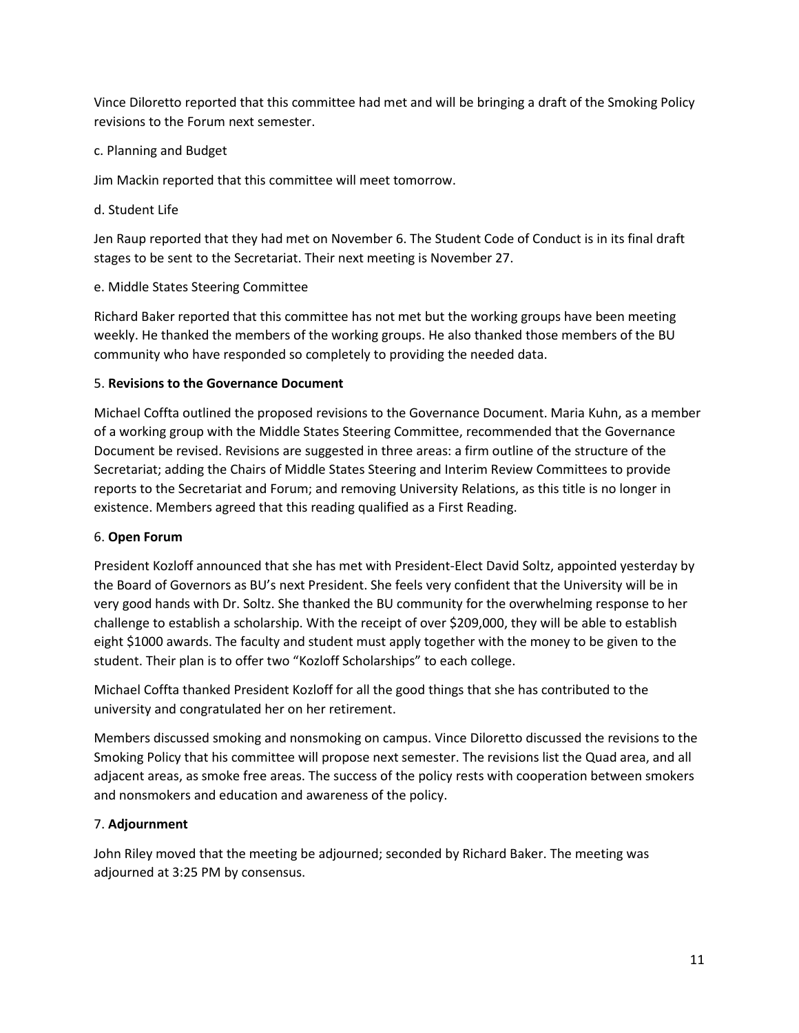Vince Diloretto reported that this committee had met and will be bringing a draft of the Smoking Policy revisions to the Forum next semester.

c. Planning and Budget

Jim Mackin reported that this committee will meet tomorrow.

d. Student Life

Jen Raup reported that they had met on November 6. The Student Code of Conduct is in its final draft stages to be sent to the Secretariat. Their next meeting is November 27.

e. Middle States Steering Committee

Richard Baker reported that this committee has not met but the working groups have been meeting weekly. He thanked the members of the working groups. He also thanked those members of the BU community who have responded so completely to providing the needed data.

5. **Revisions to the Governance Document**

Michael Coffta outlined the proposed revisions to the Governance Document. Maria Kuhn, as a member of a working group with the Middle States Steering Committee, recommended that the Governance Document be revised. Revisions are suggested in three areas: a firm outline of the structure of the Secretariat; adding the Chairs of Middle States Steering and Interim Review Committees to provide reports to the Secretariat and Forum; and removing University Relations, as this title is no longer in existence. Members agreed that this reading qualified as a First Reading.

6. **Open Forum**

President Kozloff announced that she has met with President-Elect David Soltz, appointed yesterday by the Board of Governors as BU's next President. She feels very confident that the University will be in very good hands with Dr. Soltz. She thanked the BU community for the overwhelming response to her challenge to establish a scholarship. With the receipt of over $209,000, they will be able to establish eight $1000 awards. The faculty and student must apply together with the money to be given to the student. Their plan is to offer two "Kozloff Scholarships" to each college.

Michael Coffta thanked President Kozloff for all the good things that she has contributed to the university and congratulated her on her retirement.

Members discussed smoking and nonsmoking on campus. Vince Diloretto discussed the revisions to the Smoking Policy that his committee will propose next semester. The revisions list the Quad area, and all adjacent areas, as smoke free areas. The success of the policy rests with cooperation between smokers and nonsmokers and education and awareness of the policy.

7. **Adjournment**

John Riley moved that the meeting be adjourned; seconded by Richard Baker. The meeting was adjourned at 3:25 PM by consensus.